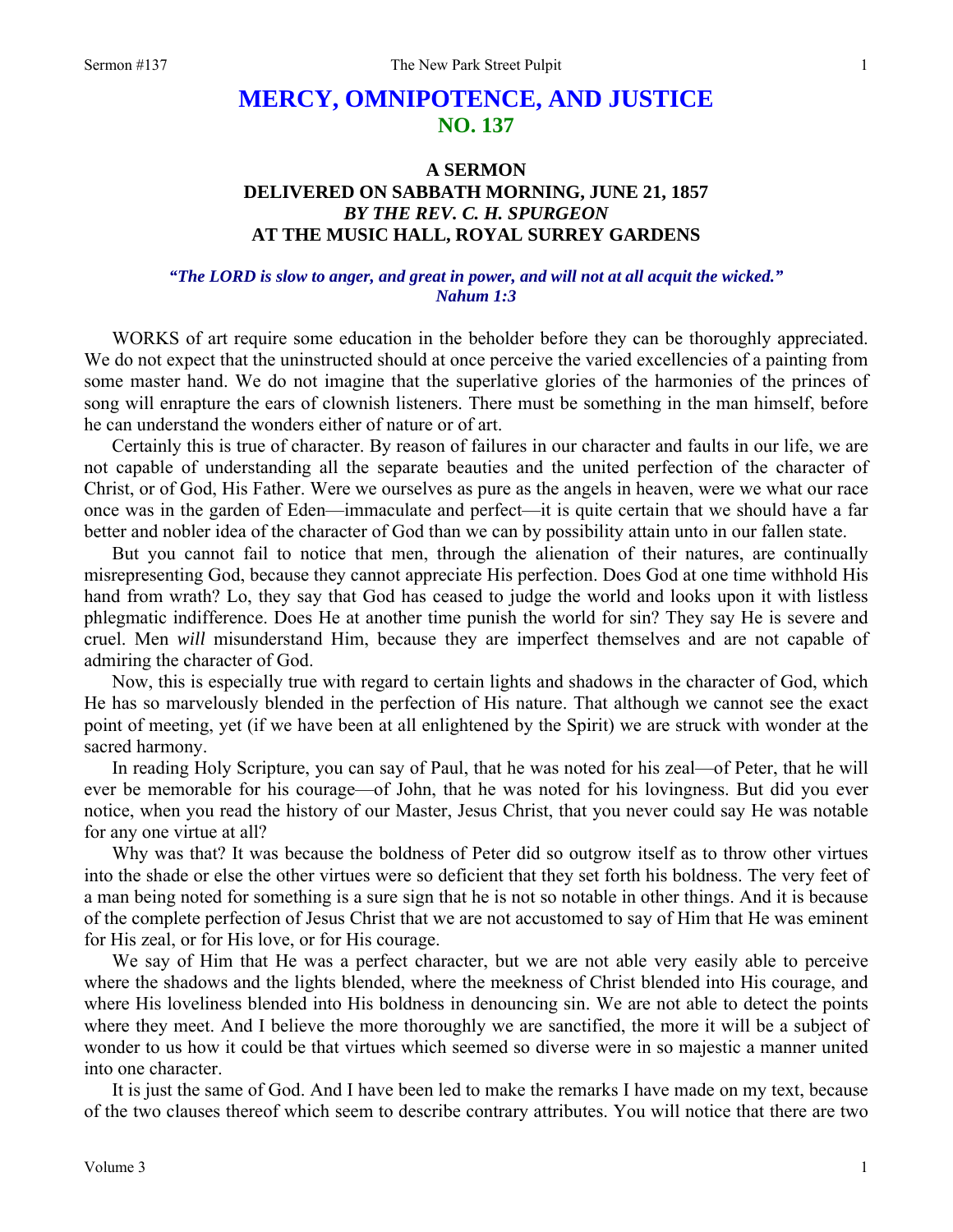# MERCY, OMNIPOTENCE, AND JUSTICE
## NO. 137

### A SERMON
### DELIVERED ON SABBATH MORNING, JUNE 21, 1857
### *BY THE REV. C. H. SPURGEON*
### AT THE MUSIC HALL, ROYAL SURREY GARDENS

***"The LORD is slow to anger, and great in power, and will not at all acquit the wicked."***
***Nahum 1:3***

WORKS of art require some education in the beholder before they can be thoroughly appreciated. We do not expect that the uninstructed should at once perceive the varied excellencies of a painting from some master hand. We do not imagine that the superlative glories of the harmonies of the princes of song will enrapture the ears of clownish listeners. There must be something in the man himself, before he can understand the wonders either of nature or of art.

Certainly this is true of character. By reason of failures in our character and faults in our life, we are not capable of understanding all the separate beauties and the united perfection of the character of Christ, or of God, His Father. Were we ourselves as pure as the angels in heaven, were we what our race once was in the garden of Eden—immaculate and perfect—it is quite certain that we should have a far better and nobler idea of the character of God than we can by possibility attain unto in our fallen state.

But you cannot fail to notice that men, through the alienation of their natures, are continually misrepresenting God, because they cannot appreciate His perfection. Does God at one time withhold His hand from wrath? Lo, they say that God has ceased to judge the world and looks upon it with listless phlegmatic indifference. Does He at another time punish the world for sin? They say He is severe and cruel. Men *will* misunderstand Him, because they are imperfect themselves and are not capable of admiring the character of God.

Now, this is especially true with regard to certain lights and shadows in the character of God, which He has so marvelously blended in the perfection of His nature. That although we cannot see the exact point of meeting, yet (if we have been at all enlightened by the Spirit) we are struck with wonder at the sacred harmony.

In reading Holy Scripture, you can say of Paul, that he was noted for his zeal—of Peter, that he will ever be memorable for his courage—of John, that he was noted for his lovingness. But did you ever notice, when you read the history of our Master, Jesus Christ, that you never could say He was notable for any one virtue at all?

Why was that? It was because the boldness of Peter did so outgrow itself as to throw other virtues into the shade or else the other virtues were so deficient that they set forth his boldness. The very feet of a man being noted for something is a sure sign that he is not so notable in other things. And it is because of the complete perfection of Jesus Christ that we are not accustomed to say of Him that He was eminent for His zeal, or for His love, or for His courage.

We say of Him that He was a perfect character, but we are not able very easily able to perceive where the shadows and the lights blended, where the meekness of Christ blended into His courage, and where His loveliness blended into His boldness in denouncing sin. We are not able to detect the points where they meet. And I believe the more thoroughly we are sanctified, the more it will be a subject of wonder to us how it could be that virtues which seemed so diverse were in so majestic a manner united into one character.

It is just the same of God. And I have been led to make the remarks I have made on my text, because of the two clauses thereof which seem to describe contrary attributes. You will notice that there are two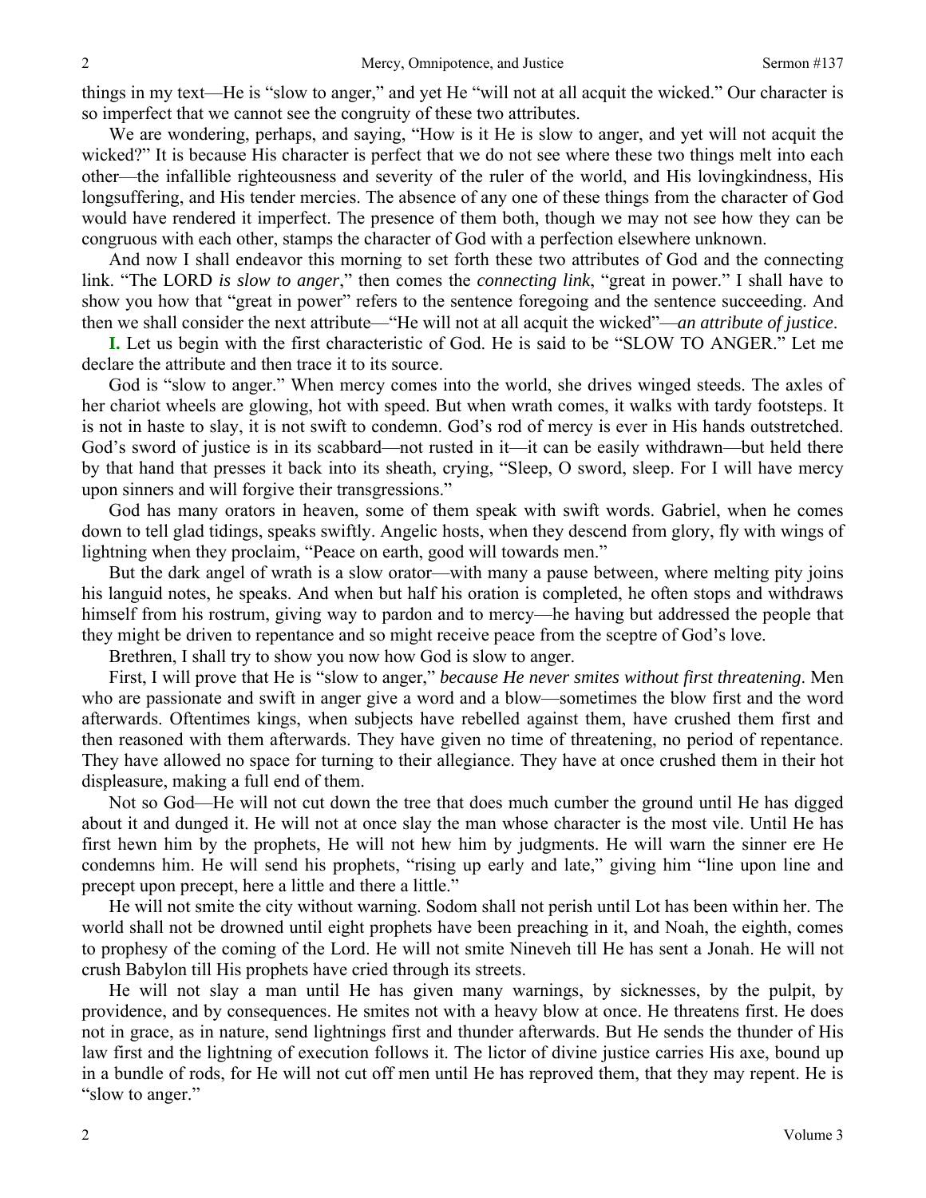things in my text—He is "slow to anger," and yet He "will not at all acquit the wicked." Our character is so imperfect that we cannot see the congruity of these two attributes.

We are wondering, perhaps, and saying, "How is it He is slow to anger, and yet will not acquit the wicked?" It is because His character is perfect that we do not see where these two things melt into each other—the infallible righteousness and severity of the ruler of the world, and His lovingkindness, His longsuffering, and His tender mercies. The absence of any one of these things from the character of God would have rendered it imperfect. The presence of them both, though we may not see how they can be congruous with each other, stamps the character of God with a perfection elsewhere unknown.

And now I shall endeavor this morning to set forth these two attributes of God and the connecting link. "The LORD *is slow to anger*," then comes the *connecting link*, "great in power." I shall have to show you how that "great in power" refers to the sentence foregoing and the sentence succeeding. And then we shall consider the next attribute—"He will not at all acquit the wicked"—*an attribute of justice*.

**I.** Let us begin with the first characteristic of God. He is said to be "SLOW TO ANGER." Let me declare the attribute and then trace it to its source.

God is "slow to anger." When mercy comes into the world, she drives winged steeds. The axles of her chariot wheels are glowing, hot with speed. But when wrath comes, it walks with tardy footsteps. It is not in haste to slay, it is not swift to condemn. God's rod of mercy is ever in His hands outstretched. God's sword of justice is in its scabbard—not rusted in it—it can be easily withdrawn—but held there by that hand that presses it back into its sheath, crying, "Sleep, O sword, sleep. For I will have mercy upon sinners and will forgive their transgressions."

God has many orators in heaven, some of them speak with swift words. Gabriel, when he comes down to tell glad tidings, speaks swiftly. Angelic hosts, when they descend from glory, fly with wings of lightning when they proclaim, "Peace on earth, good will towards men."

But the dark angel of wrath is a slow orator—with many a pause between, where melting pity joins his languid notes, he speaks. And when but half his oration is completed, he often stops and withdraws himself from his rostrum, giving way to pardon and to mercy—he having but addressed the people that they might be driven to repentance and so might receive peace from the sceptre of God's love.

Brethren, I shall try to show you now how God is slow to anger.

First, I will prove that He is "slow to anger," *because He never smites without first threatening*. Men who are passionate and swift in anger give a word and a blow—sometimes the blow first and the word afterwards. Oftentimes kings, when subjects have rebelled against them, have crushed them first and then reasoned with them afterwards. They have given no time of threatening, no period of repentance. They have allowed no space for turning to their allegiance. They have at once crushed them in their hot displeasure, making a full end of them.

Not so God—He will not cut down the tree that does much cumber the ground until He has digged about it and dunged it. He will not at once slay the man whose character is the most vile. Until He has first hewn him by the prophets, He will not hew him by judgments. He will warn the sinner ere He condemns him. He will send his prophets, "rising up early and late," giving him "line upon line and precept upon precept, here a little and there a little."

He will not smite the city without warning. Sodom shall not perish until Lot has been within her. The world shall not be drowned until eight prophets have been preaching in it, and Noah, the eighth, comes to prophesy of the coming of the Lord. He will not smite Nineveh till He has sent a Jonah. He will not crush Babylon till His prophets have cried through its streets.

He will not slay a man until He has given many warnings, by sicknesses, by the pulpit, by providence, and by consequences. He smites not with a heavy blow at once. He threatens first. He does not in grace, as in nature, send lightnings first and thunder afterwards. But He sends the thunder of His law first and the lightning of execution follows it. The lictor of divine justice carries His axe, bound up in a bundle of rods, for He will not cut off men until He has reproved them, that they may repent. He is "slow to anger."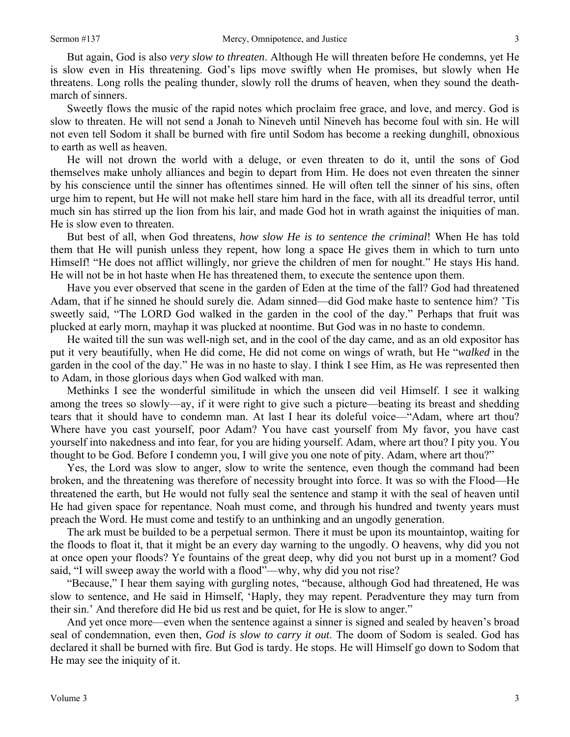But again, God is also *very slow to threaten*. Although He will threaten before He condemns, yet He is slow even in His threatening. God's lips move swiftly when He promises, but slowly when He threatens. Long rolls the pealing thunder, slowly roll the drums of heaven, when they sound the death-march of sinners.

Sweetly flows the music of the rapid notes which proclaim free grace, and love, and mercy. God is slow to threaten. He will not send a Jonah to Nineveh until Nineveh has become foul with sin. He will not even tell Sodom it shall be burned with fire until Sodom has become a reeking dunghill, obnoxious to earth as well as heaven.

He will not drown the world with a deluge, or even threaten to do it, until the sons of God themselves make unholy alliances and begin to depart from Him. He does not even threaten the sinner by his conscience until the sinner has oftentimes sinned. He will often tell the sinner of his sins, often urge him to repent, but He will not make hell stare him hard in the face, with all its dreadful terror, until much sin has stirred up the lion from his lair, and made God hot in wrath against the iniquities of man. He is slow even to threaten.

But best of all, when God threatens, *how slow He is to sentence the criminal*! When He has told them that He will punish unless they repent, how long a space He gives them in which to turn unto Himself! "He does not afflict willingly, nor grieve the children of men for nought." He stays His hand. He will not be in hot haste when He has threatened them, to execute the sentence upon them.

Have you ever observed that scene in the garden of Eden at the time of the fall? God had threatened Adam, that if he sinned he should surely die. Adam sinned—did God make haste to sentence him? 'Tis sweetly said, "The LORD God walked in the garden in the cool of the day." Perhaps that fruit was plucked at early morn, mayhap it was plucked at noontime. But God was in no haste to condemn.

He waited till the sun was well-nigh set, and in the cool of the day came, and as an old expositor has put it very beautifully, when He did come, He did not come on wings of wrath, but He "*walked* in the garden in the cool of the day." He was in no haste to slay. I think I see Him, as He was represented then to Adam, in those glorious days when God walked with man.

Methinks I see the wonderful similitude in which the unseen did veil Himself. I see it walking among the trees so slowly—ay, if it were right to give such a picture—beating its breast and shedding tears that it should have to condemn man. At last I hear its doleful voice—"Adam, where art thou? Where have you cast yourself, poor Adam? You have cast yourself from My favor, you have cast yourself into nakedness and into fear, for you are hiding yourself. Adam, where art thou? I pity you. You thought to be God. Before I condemn you, I will give you one note of pity. Adam, where art thou?"

Yes, the Lord was slow to anger, slow to write the sentence, even though the command had been broken, and the threatening was therefore of necessity brought into force. It was so with the Flood—He threatened the earth, but He would not fully seal the sentence and stamp it with the seal of heaven until He had given space for repentance. Noah must come, and through his hundred and twenty years must preach the Word. He must come and testify to an unthinking and an ungodly generation.

The ark must be builded to be a perpetual sermon. There it must be upon its mountaintop, waiting for the floods to float it, that it might be an every day warning to the ungodly. O heavens, why did you not at once open your floods? Ye fountains of the great deep, why did you not burst up in a moment? God said, "I will sweep away the world with a flood"—why, why did you not rise?

"Because," I hear them saying with gurgling notes, "because, although God had threatened, He was slow to sentence, and He said in Himself, 'Haply, they may repent. Peradventure they may turn from their sin.' And therefore did He bid us rest and be quiet, for He is slow to anger."

And yet once more—even when the sentence against a sinner is signed and sealed by heaven's broad seal of condemnation, even then, *God is slow to carry it out*. The doom of Sodom is sealed. God has declared it shall be burned with fire. But God is tardy. He stops. He will Himself go down to Sodom that He may see the iniquity of it.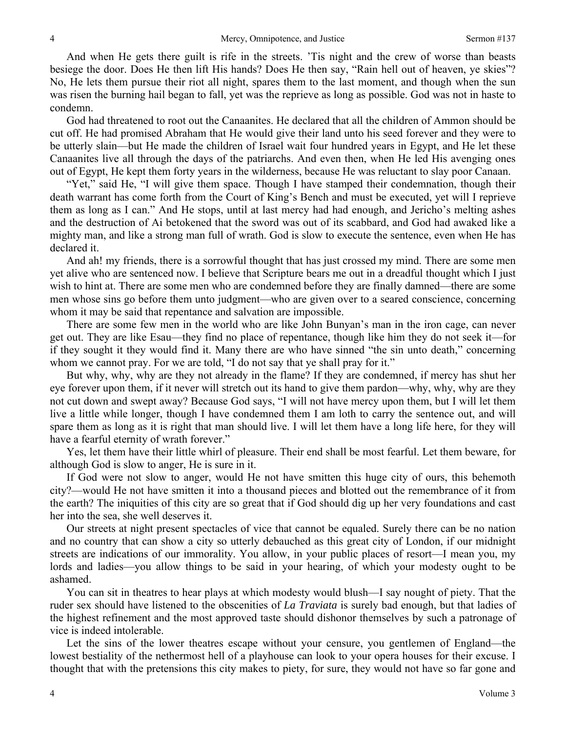And when He gets there guilt is rife in the streets. 'Tis night and the crew of worse than beasts besiege the door. Does He then lift His hands? Does He then say, "Rain hell out of heaven, ye skies"? No, He lets them pursue their riot all night, spares them to the last moment, and though when the sun was risen the burning hail began to fall, yet was the reprieve as long as possible. God was not in haste to condemn.

God had threatened to root out the Canaanites. He declared that all the children of Ammon should be cut off. He had promised Abraham that He would give their land unto his seed forever and they were to be utterly slain—but He made the children of Israel wait four hundred years in Egypt, and He let these Canaanites live all through the days of the patriarchs. And even then, when He led His avenging ones out of Egypt, He kept them forty years in the wilderness, because He was reluctant to slay poor Canaan.

"Yet," said He, "I will give them space. Though I have stamped their condemnation, though their death warrant has come forth from the Court of King's Bench and must be executed, yet will I reprieve them as long as I can." And He stops, until at last mercy had had enough, and Jericho's melting ashes and the destruction of Ai betokened that the sword was out of its scabbard, and God had awaked like a mighty man, and like a strong man full of wrath. God is slow to execute the sentence, even when He has declared it.

And ah! my friends, there is a sorrowful thought that has just crossed my mind. There are some men yet alive who are sentenced now. I believe that Scripture bears me out in a dreadful thought which I just wish to hint at. There are some men who are condemned before they are finally damned—there are some men whose sins go before them unto judgment—who are given over to a seared conscience, concerning whom it may be said that repentance and salvation are impossible.

There are some few men in the world who are like John Bunyan's man in the iron cage, can never get out. They are like Esau—they find no place of repentance, though like him they do not seek it—for if they sought it they would find it. Many there are who have sinned "the sin unto death," concerning whom we cannot pray. For we are told, "I do not say that ye shall pray for it."

But why, why, why are they not already in the flame? If they are condemned, if mercy has shut her eye forever upon them, if it never will stretch out its hand to give them pardon—why, why, why are they not cut down and swept away? Because God says, "I will not have mercy upon them, but I will let them live a little while longer, though I have condemned them I am loth to carry the sentence out, and will spare them as long as it is right that man should live. I will let them have a long life here, for they will have a fearful eternity of wrath forever."

Yes, let them have their little whirl of pleasure. Their end shall be most fearful. Let them beware, for although God is slow to anger, He is sure in it.

If God were not slow to anger, would He not have smitten this huge city of ours, this behemoth city?—would He not have smitten it into a thousand pieces and blotted out the remembrance of it from the earth? The iniquities of this city are so great that if God should dig up her very foundations and cast her into the sea, she well deserves it.

Our streets at night present spectacles of vice that cannot be equaled. Surely there can be no nation and no country that can show a city so utterly debauched as this great city of London, if our midnight streets are indications of our immorality. You allow, in your public places of resort—I mean you, my lords and ladies—you allow things to be said in your hearing, of which your modesty ought to be ashamed.

You can sit in theatres to hear plays at which modesty would blush—I say nought of piety. That the ruder sex should have listened to the obscenities of *La Traviata* is surely bad enough, but that ladies of the highest refinement and the most approved taste should dishonor themselves by such a patronage of vice is indeed intolerable.

Let the sins of the lower theatres escape without your censure, you gentlemen of England—the lowest bestiality of the nethermost hell of a playhouse can look to your opera houses for their excuse. I thought that with the pretensions this city makes to piety, for sure, they would not have so far gone and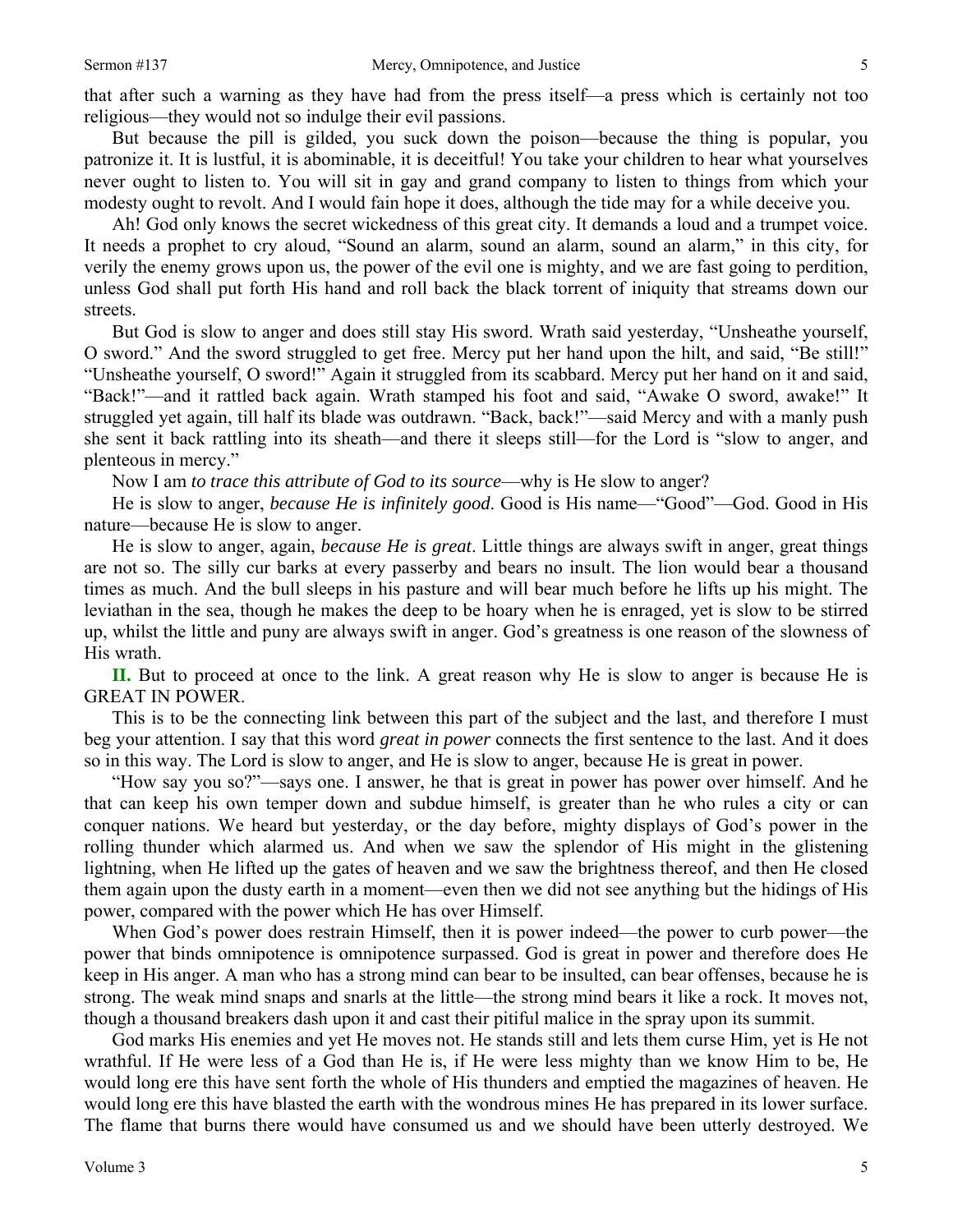that after such a warning as they have had from the press itself—a press which is certainly not too religious—they would not so indulge their evil passions.

But because the pill is gilded, you suck down the poison—because the thing is popular, you patronize it. It is lustful, it is abominable, it is deceitful! You take your children to hear what yourselves never ought to listen to. You will sit in gay and grand company to listen to things from which your modesty ought to revolt. And I would fain hope it does, although the tide may for a while deceive you.

Ah! God only knows the secret wickedness of this great city. It demands a loud and a trumpet voice. It needs a prophet to cry aloud, "Sound an alarm, sound an alarm, sound an alarm," in this city, for verily the enemy grows upon us, the power of the evil one is mighty, and we are fast going to perdition, unless God shall put forth His hand and roll back the black torrent of iniquity that streams down our streets.

But God is slow to anger and does still stay His sword. Wrath said yesterday, "Unsheathe yourself, O sword." And the sword struggled to get free. Mercy put her hand upon the hilt, and said, "Be still!" "Unsheathe yourself, O sword!" Again it struggled from its scabbard. Mercy put her hand on it and said, "Back!"—and it rattled back again. Wrath stamped his foot and said, "Awake O sword, awake!" It struggled yet again, till half its blade was outdrawn. "Back, back!"—said Mercy and with a manly push she sent it back rattling into its sheath—and there it sleeps still—for the Lord is "slow to anger, and plenteous in mercy."

Now I am *to trace this attribute of God to its source*—why is He slow to anger?

He is slow to anger, *because He is infinitely good*. Good is His name—"Good"—God. Good in His nature—because He is slow to anger.

He is slow to anger, again, *because He is great*. Little things are always swift in anger, great things are not so. The silly cur barks at every passerby and bears no insult. The lion would bear a thousand times as much. And the bull sleeps in his pasture and will bear much before he lifts up his might. The leviathan in the sea, though he makes the deep to be hoary when he is enraged, yet is slow to be stirred up, whilst the little and puny are always swift in anger. God's greatness is one reason of the slowness of His wrath.

**II.** But to proceed at once to the link. A great reason why He is slow to anger is because He is GREAT IN POWER.

This is to be the connecting link between this part of the subject and the last, and therefore I must beg your attention. I say that this word *great in power* connects the first sentence to the last. And it does so in this way. The Lord is slow to anger, and He is slow to anger, because He is great in power.

"How say you so?"—says one. I answer, he that is great in power has power over himself. And he that can keep his own temper down and subdue himself, is greater than he who rules a city or can conquer nations. We heard but yesterday, or the day before, mighty displays of God's power in the rolling thunder which alarmed us. And when we saw the splendor of His might in the glistening lightning, when He lifted up the gates of heaven and we saw the brightness thereof, and then He closed them again upon the dusty earth in a moment—even then we did not see anything but the hidings of His power, compared with the power which He has over Himself.

When God's power does restrain Himself, then it is power indeed—the power to curb power—the power that binds omnipotence is omnipotence surpassed. God is great in power and therefore does He keep in His anger. A man who has a strong mind can bear to be insulted, can bear offenses, because he is strong. The weak mind snaps and snarls at the little—the strong mind bears it like a rock. It moves not, though a thousand breakers dash upon it and cast their pitiful malice in the spray upon its summit.

God marks His enemies and yet He moves not. He stands still and lets them curse Him, yet is He not wrathful. If He were less of a God than He is, if He were less mighty than we know Him to be, He would long ere this have sent forth the whole of His thunders and emptied the magazines of heaven. He would long ere this have blasted the earth with the wondrous mines He has prepared in its lower surface. The flame that burns there would have consumed us and we should have been utterly destroyed. We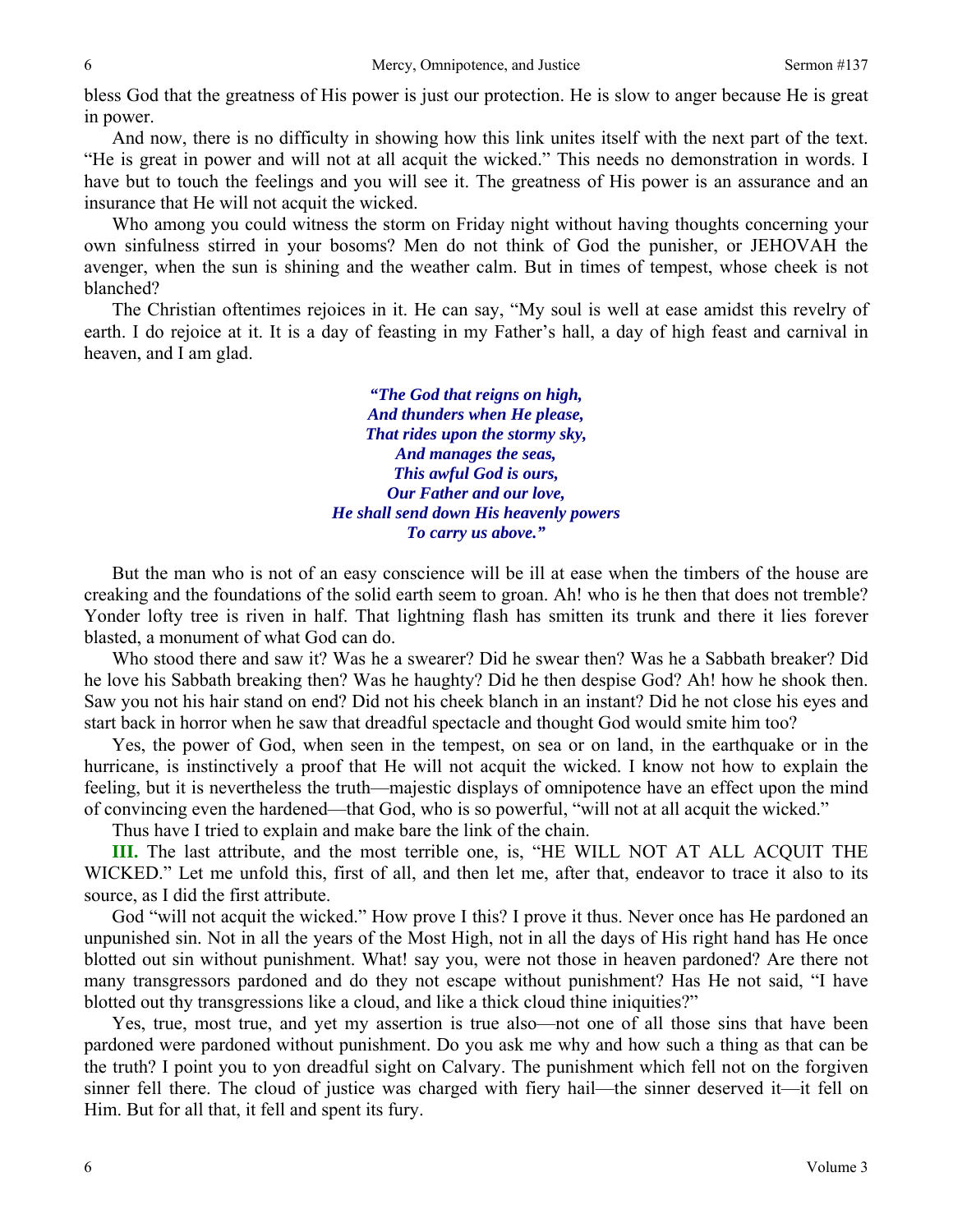bless God that the greatness of His power is just our protection. He is slow to anger because He is great in power.

And now, there is no difficulty in showing how this link unites itself with the next part of the text. "He is great in power and will not at all acquit the wicked." This needs no demonstration in words. I have but to touch the feelings and you will see it. The greatness of His power is an assurance and an insurance that He will not acquit the wicked.

Who among you could witness the storm on Friday night without having thoughts concerning your own sinfulness stirred in your bosoms? Men do not think of God the punisher, or JEHOVAH the avenger, when the sun is shining and the weather calm. But in times of tempest, whose cheek is not blanched?

The Christian oftentimes rejoices in it. He can say, "My soul is well at ease amidst this revelry of earth. I do rejoice at it. It is a day of feasting in my Father's hall, a day of high feast and carnival in heaven, and I am glad.

*"The God that reigns on high,*
*And thunders when He please,*
*That rides upon the stormy sky,*
*And manages the seas,*
*This awful God is ours,*
*Our Father and our love,*
*He shall send down His heavenly powers*
*To carry us above."*

But the man who is not of an easy conscience will be ill at ease when the timbers of the house are creaking and the foundations of the solid earth seem to groan. Ah! who is he then that does not tremble? Yonder lofty tree is riven in half. That lightning flash has smitten its trunk and there it lies forever blasted, a monument of what God can do.

Who stood there and saw it? Was he a swearer? Did he swear then? Was he a Sabbath breaker? Did he love his Sabbath breaking then? Was he haughty? Did he then despise God? Ah! how he shook then. Saw you not his hair stand on end? Did not his cheek blanch in an instant? Did he not close his eyes and start back in horror when he saw that dreadful spectacle and thought God would smite him too?

Yes, the power of God, when seen in the tempest, on sea or on land, in the earthquake or in the hurricane, is instinctively a proof that He will not acquit the wicked. I know not how to explain the feeling, but it is nevertheless the truth—majestic displays of omnipotence have an effect upon the mind of convincing even the hardened—that God, who is so powerful, "will not at all acquit the wicked."

Thus have I tried to explain and make bare the link of the chain.

**III.** The last attribute, and the most terrible one, is, "HE WILL NOT AT ALL ACQUIT THE WICKED." Let me unfold this, first of all, and then let me, after that, endeavor to trace it also to its source, as I did the first attribute.

God "will not acquit the wicked." How prove I this? I prove it thus. Never once has He pardoned an unpunished sin. Not in all the years of the Most High, not in all the days of His right hand has He once blotted out sin without punishment. What! say you, were not those in heaven pardoned? Are there not many transgressors pardoned and do they not escape without punishment? Has He not said, "I have blotted out thy transgressions like a cloud, and like a thick cloud thine iniquities?"

Yes, true, most true, and yet my assertion is true also—not one of all those sins that have been pardoned were pardoned without punishment. Do you ask me why and how such a thing as that can be the truth? I point you to yon dreadful sight on Calvary. The punishment which fell not on the forgiven sinner fell there. The cloud of justice was charged with fiery hail—the sinner deserved it—it fell on Him. But for all that, it fell and spent its fury.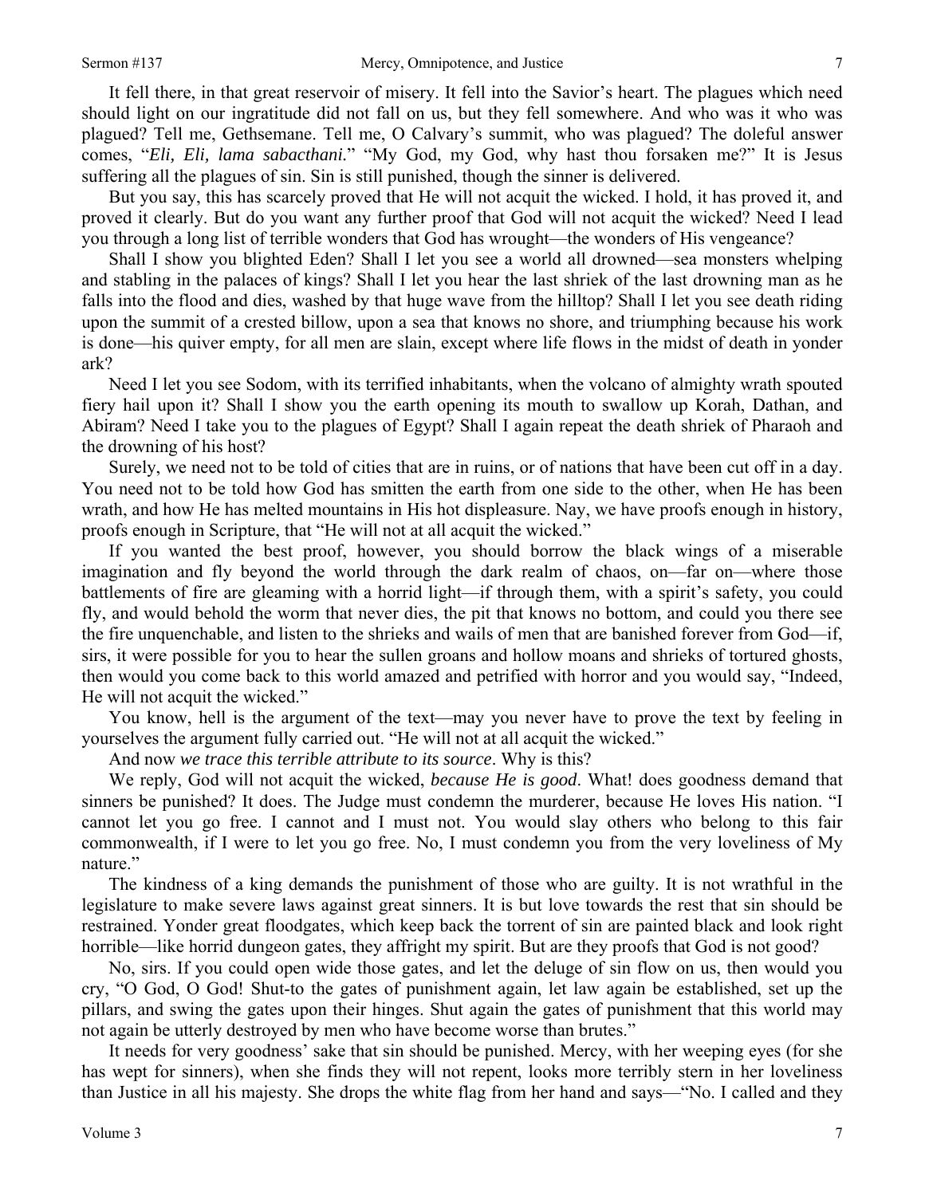It fell there, in that great reservoir of misery. It fell into the Savior's heart. The plagues which need should light on our ingratitude did not fall on us, but they fell somewhere. And who was it who was plagued? Tell me, Gethsemane. Tell me, O Calvary's summit, who was plagued? The doleful answer comes, "*Eli, Eli, lama sabacthani.*" "My God, my God, why hast thou forsaken me?" It is Jesus suffering all the plagues of sin. Sin is still punished, though the sinner is delivered.

But you say, this has scarcely proved that He will not acquit the wicked. I hold, it has proved it, and proved it clearly. But do you want any further proof that God will not acquit the wicked? Need I lead you through a long list of terrible wonders that God has wrought—the wonders of His vengeance?

Shall I show you blighted Eden? Shall I let you see a world all drowned—sea monsters whelping and stabling in the palaces of kings? Shall I let you hear the last shriek of the last drowning man as he falls into the flood and dies, washed by that huge wave from the hilltop? Shall I let you see death riding upon the summit of a crested billow, upon a sea that knows no shore, and triumphing because his work is done—his quiver empty, for all men are slain, except where life flows in the midst of death in yonder ark?

Need I let you see Sodom, with its terrified inhabitants, when the volcano of almighty wrath spouted fiery hail upon it? Shall I show you the earth opening its mouth to swallow up Korah, Dathan, and Abiram? Need I take you to the plagues of Egypt? Shall I again repeat the death shriek of Pharaoh and the drowning of his host?

Surely, we need not to be told of cities that are in ruins, or of nations that have been cut off in a day. You need not to be told how God has smitten the earth from one side to the other, when He has been wrath, and how He has melted mountains in His hot displeasure. Nay, we have proofs enough in history, proofs enough in Scripture, that "He will not at all acquit the wicked."

If you wanted the best proof, however, you should borrow the black wings of a miserable imagination and fly beyond the world through the dark realm of chaos, on—far on—where those battlements of fire are gleaming with a horrid light—if through them, with a spirit's safety, you could fly, and would behold the worm that never dies, the pit that knows no bottom, and could you there see the fire unquenchable, and listen to the shrieks and wails of men that are banished forever from God—if, sirs, it were possible for you to hear the sullen groans and hollow moans and shrieks of tortured ghosts, then would you come back to this world amazed and petrified with horror and you would say, "Indeed, He will not acquit the wicked."

You know, hell is the argument of the text—may you never have to prove the text by feeling in yourselves the argument fully carried out. "He will not at all acquit the wicked."

And now *we trace this terrible attribute to its source*. Why is this?

We reply, God will not acquit the wicked, *because He is good*. What! does goodness demand that sinners be punished? It does. The Judge must condemn the murderer, because He loves His nation. "I cannot let you go free. I cannot and I must not. You would slay others who belong to this fair commonwealth, if I were to let you go free. No, I must condemn you from the very loveliness of My nature."

The kindness of a king demands the punishment of those who are guilty. It is not wrathful in the legislature to make severe laws against great sinners. It is but love towards the rest that sin should be restrained. Yonder great floodgates, which keep back the torrent of sin are painted black and look right horrible—like horrid dungeon gates, they affright my spirit. But are they proofs that God is not good?

No, sirs. If you could open wide those gates, and let the deluge of sin flow on us, then would you cry, "O God, O God! Shut-to the gates of punishment again, let law again be established, set up the pillars, and swing the gates upon their hinges. Shut again the gates of punishment that this world may not again be utterly destroyed by men who have become worse than brutes."

It needs for very goodness' sake that sin should be punished. Mercy, with her weeping eyes (for she has wept for sinners), when she finds they will not repent, looks more terribly stern in her loveliness than Justice in all his majesty. She drops the white flag from her hand and says—"No. I called and they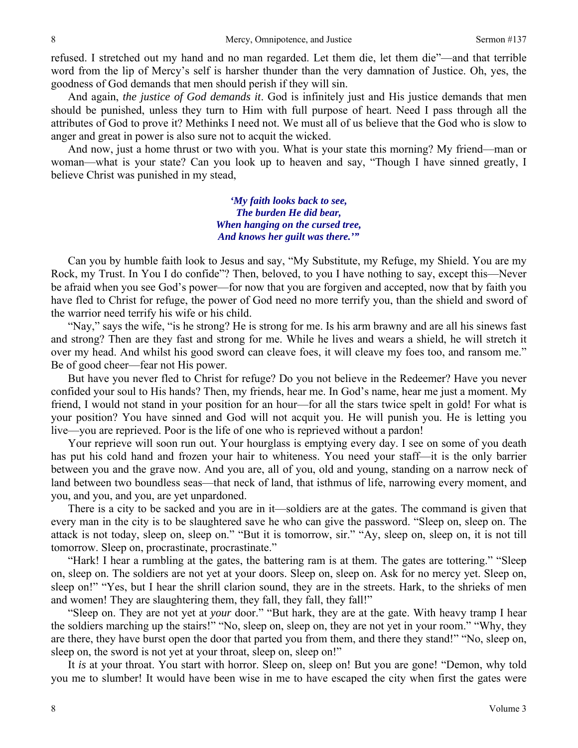refused. I stretched out my hand and no man regarded. Let them die, let them die"—and that terrible word from the lip of Mercy's self is harsher thunder than the very damnation of Justice. Oh, yes, the goodness of God demands that men should perish if they will sin.

And again, *the justice of God demands it*. God is infinitely just and His justice demands that men should be punished, unless they turn to Him with full purpose of heart. Need I pass through all the attributes of God to prove it? Methinks I need not. We must all of us believe that the God who is slow to anger and great in power is also sure not to acquit the wicked.

And now, just a home thrust or two with you. What is your state this morning? My friend—man or woman—what is your state? Can you look up to heaven and say, "Though I have sinned greatly, I believe Christ was punished in my stead,

> ***'My faith looks back to see,***
> ***The burden He did bear,***
> ***When hanging on the cursed tree,***
> ***And knows her guilt was there.'"***

Can you by humble faith look to Jesus and say, "My Substitute, my Refuge, my Shield. You are my Rock, my Trust. In You I do confide"? Then, beloved, to you I have nothing to say, except this—Never be afraid when you see God's power—for now that you are forgiven and accepted, now that by faith you have fled to Christ for refuge, the power of God need no more terrify you, than the shield and sword of the warrior need terrify his wife or his child.

"Nay," says the wife, "is he strong? He is strong for me. Is his arm brawny and are all his sinews fast and strong? Then are they fast and strong for me. While he lives and wears a shield, he will stretch it over my head. And whilst his good sword can cleave foes, it will cleave my foes too, and ransom me." Be of good cheer—fear not His power.

But have you never fled to Christ for refuge? Do you not believe in the Redeemer? Have you never confided your soul to His hands? Then, my friends, hear me. In God's name, hear me just a moment. My friend, I would not stand in your position for an hour—for all the stars twice spelt in gold! For what is your position? You have sinned and God will not acquit you. He will punish you. He is letting you live—you are reprieved. Poor is the life of one who is reprieved without a pardon!

Your reprieve will soon run out. Your hourglass is emptying every day. I see on some of you death has put his cold hand and frozen your hair to whiteness. You need your staff—it is the only barrier between you and the grave now. And you are, all of you, old and young, standing on a narrow neck of land between two boundless seas—that neck of land, that isthmus of life, narrowing every moment, and you, and you, and you, are yet unpardoned.

There is a city to be sacked and you are in it—soldiers are at the gates. The command is given that every man in the city is to be slaughtered save he who can give the password. "Sleep on, sleep on. The attack is not today, sleep on, sleep on." "But it is tomorrow, sir." "Ay, sleep on, sleep on, it is not till tomorrow. Sleep on, procrastinate, procrastinate."

"Hark! I hear a rumbling at the gates, the battering ram is at them. The gates are tottering." "Sleep on, sleep on. The soldiers are not yet at your doors. Sleep on, sleep on. Ask for no mercy yet. Sleep on, sleep on!" "Yes, but I hear the shrill clarion sound, they are in the streets. Hark, to the shrieks of men and women! They are slaughtering them, they fall, they fall, they fall!"

"Sleep on. They are not yet at *your* door." "But hark, they are at the gate. With heavy tramp I hear the soldiers marching up the stairs!" "No, sleep on, sleep on, they are not yet in your room." "Why, they are there, they have burst open the door that parted you from them, and there they stand!" "No, sleep on, sleep on, the sword is not yet at your throat, sleep on, sleep on!"

It *is* at your throat. You start with horror. Sleep on, sleep on! But you are gone! "Demon, why told you me to slumber! It would have been wise in me to have escaped the city when first the gates were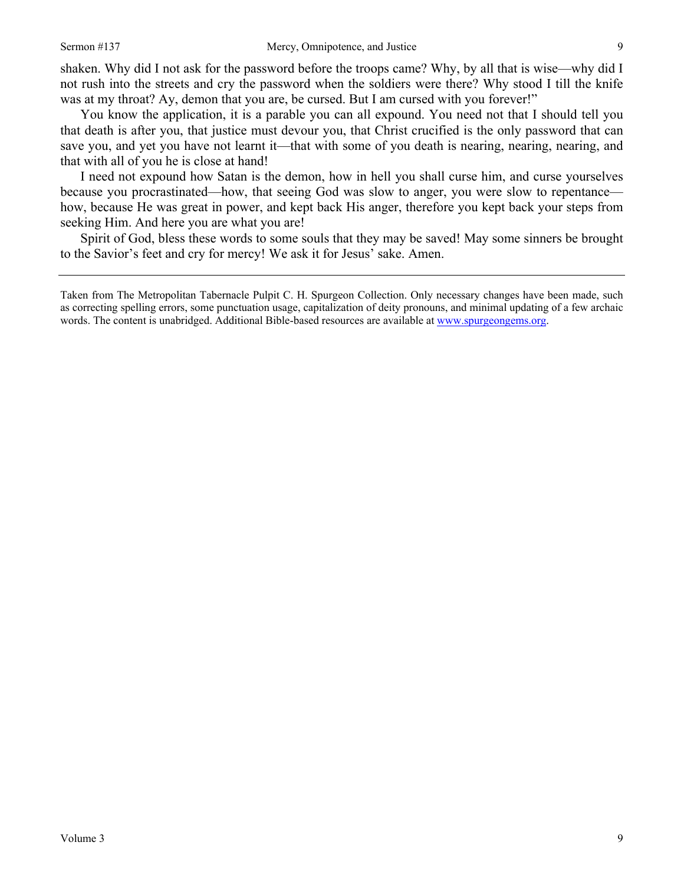shaken. Why did I not ask for the password before the troops came? Why, by all that is wise—why did I not rush into the streets and cry the password when the soldiers were there? Why stood I till the knife was at my throat? Ay, demon that you are, be cursed. But I am cursed with you forever!"

You know the application, it is a parable you can all expound. You need not that I should tell you that death is after you, that justice must devour you, that Christ crucified is the only password that can save you, and yet you have not learnt it—that with some of you death is nearing, nearing, nearing, and that with all of you he is close at hand!

I need not expound how Satan is the demon, how in hell you shall curse him, and curse yourselves because you procrastinated—how, that seeing God was slow to anger, you were slow to repentance—how, because He was great in power, and kept back His anger, therefore you kept back your steps from seeking Him. And here you are what you are!

Spirit of God, bless these words to some souls that they may be saved! May some sinners be brought to the Savior's feet and cry for mercy! We ask it for Jesus' sake. Amen.

---

Taken from The Metropolitan Tabernacle Pulpit C. H. Spurgeon Collection. Only necessary changes have been made, such as correcting spelling errors, some punctuation usage, capitalization of deity pronouns, and minimal updating of a few archaic words. The content is unabridged. Additional Bible-based resources are available at www.spurgeongems.org.